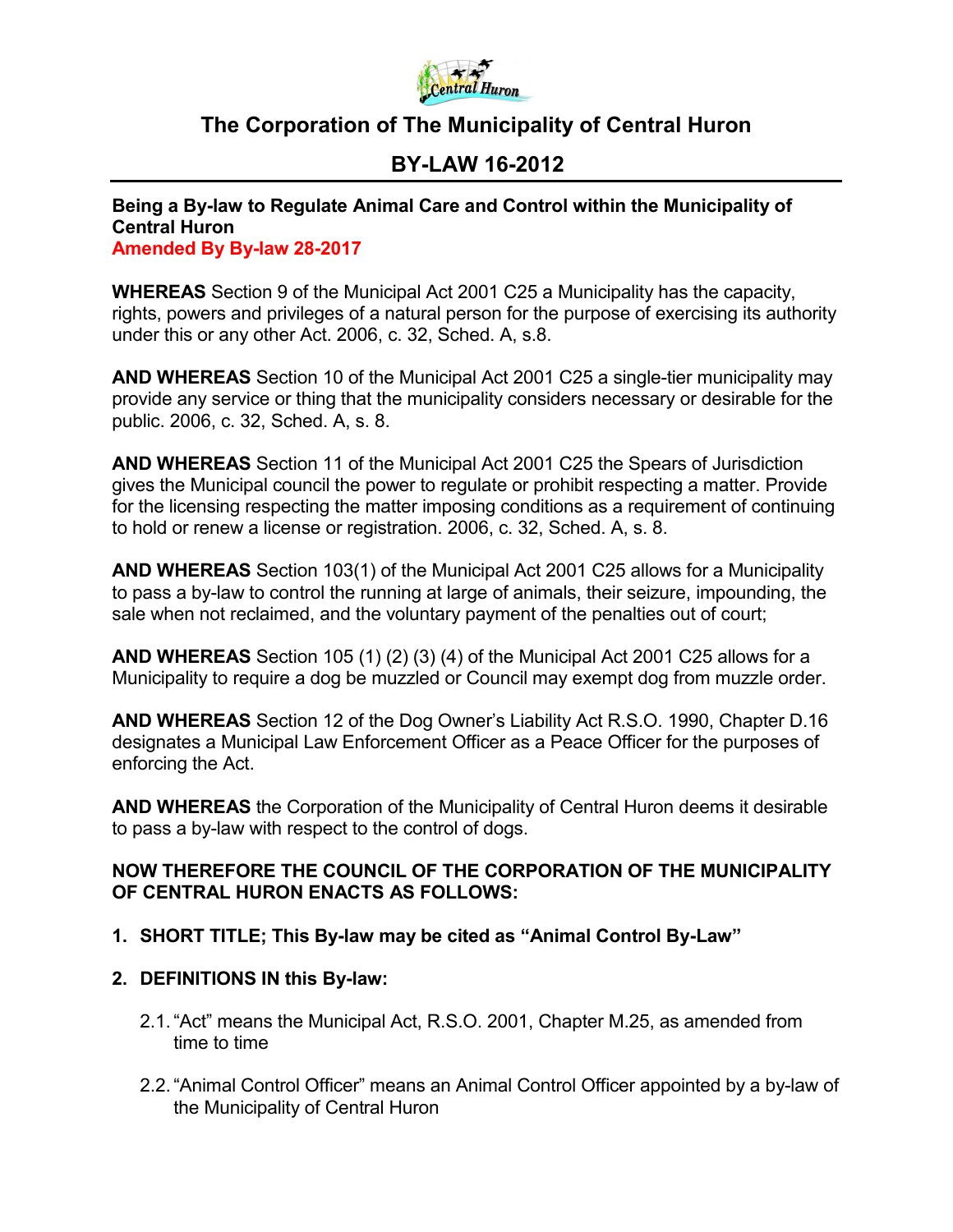# The Corporation of The Municipality of Central Huron

## BY-LAW 16-2012

**Being a By-law to Regulate Animal Care and Control within the Municipality of Central Huron**
**Amended By By-law 28-2017**

**WHEREAS** Section 9 of the Municipal Act 2001 C25 a Municipality has the capacity, rights, powers and privileges of a natural person for the purpose of exercising its authority under this or any other Act. 2006, c. 32, Sched. A, s.8.

**AND WHEREAS** Section 10 of the Municipal Act 2001 C25 a single-tier municipality may provide any service or thing that the municipality considers necessary or desirable for the public. 2006, c. 32, Sched. A, s. 8.

**AND WHEREAS** Section 11 of the Municipal Act 2001 C25 the Spears of Jurisdiction gives the Municipal council the power to regulate or prohibit respecting a matter. Provide for the licensing respecting the matter imposing conditions as a requirement of continuing to hold or renew a license or registration. 2006, c. 32, Sched. A, s. 8.

**AND WHEREAS** Section 103(1) of the Municipal Act 2001 C25 allows for a Municipality to pass a by-law to control the running at large of animals, their seizure, impounding, the sale when not reclaimed, and the voluntary payment of the penalties out of court;

**AND WHEREAS** Section 105 (1) (2) (3) (4) of the Municipal Act 2001 C25 allows for a Municipality to require a dog be muzzled or Council may exempt dog from muzzle order.

**AND WHEREAS** Section 12 of the Dog Owner's Liability Act R.S.O. 1990, Chapter D.16 designates a Municipal Law Enforcement Officer as a Peace Officer for the purposes of enforcing the Act.

**AND WHEREAS** the Corporation of the Municipality of Central Huron deems it desirable to pass a by-law with respect to the control of dogs.

**NOW THEREFORE THE COUNCIL OF THE CORPORATION OF THE MUNICIPALITY OF CENTRAL HURON ENACTS AS FOLLOWS:**

1. **SHORT TITLE; This By-law may be cited as "Animal Control By-Law"**

2. **DEFINITIONS IN this By-law:**

   2.1. "Act" means the Municipal Act, R.S.O. 2001, Chapter M.25, as amended from time to time

   2.2. "Animal Control Officer" means an Animal Control Officer appointed by a by-law of the Municipality of Central Huron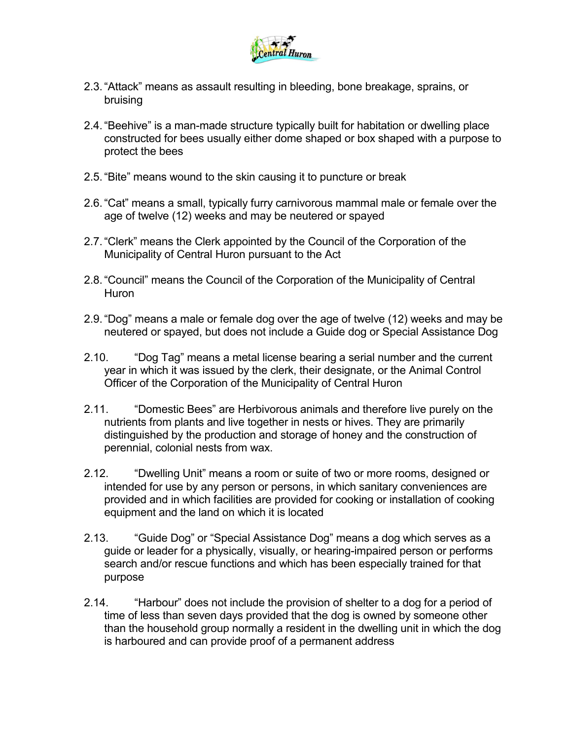2.3. "Attack" means as assault resulting in bleeding, bone breakage, sprains, or bruising

2.4. "Beehive" is a man-made structure typically built for habitation or dwelling place constructed for bees usually either dome shaped or box shaped with a purpose to protect the bees

2.5. "Bite" means wound to the skin causing it to puncture or break

2.6. "Cat" means a small, typically furry carnivorous mammal male or female over the age of twelve (12) weeks and may be neutered or spayed

2.7. "Clerk" means the Clerk appointed by the Council of the Corporation of the Municipality of Central Huron pursuant to the Act

2.8. "Council" means the Council of the Corporation of the Municipality of Central Huron

2.9. "Dog" means a male or female dog over the age of twelve (12) weeks and may be neutered or spayed, but does not include a Guide dog or Special Assistance Dog

2.10. "Dog Tag" means a metal license bearing a serial number and the current year in which it was issued by the clerk, their designate, or the Animal Control Officer of the Corporation of the Municipality of Central Huron

2.11. "Domestic Bees" are Herbivorous animals and therefore live purely on the nutrients from plants and live together in nests or hives. They are primarily distinguished by the production and storage of honey and the construction of perennial, colonial nests from wax.

2.12. "Dwelling Unit" means a room or suite of two or more rooms, designed or intended for use by any person or persons, in which sanitary conveniences are provided and in which facilities are provided for cooking or installation of cooking equipment and the land on which it is located

2.13. "Guide Dog" or "Special Assistance Dog" means a dog which serves as a guide or leader for a physically, visually, or hearing-impaired person or performs search and/or rescue functions and which has been especially trained for that purpose

2.14. "Harbour" does not include the provision of shelter to a dog for a period of time of less than seven days provided that the dog is owned by someone other than the household group normally a resident in the dwelling unit in which the dog is harboured and can provide proof of a permanent address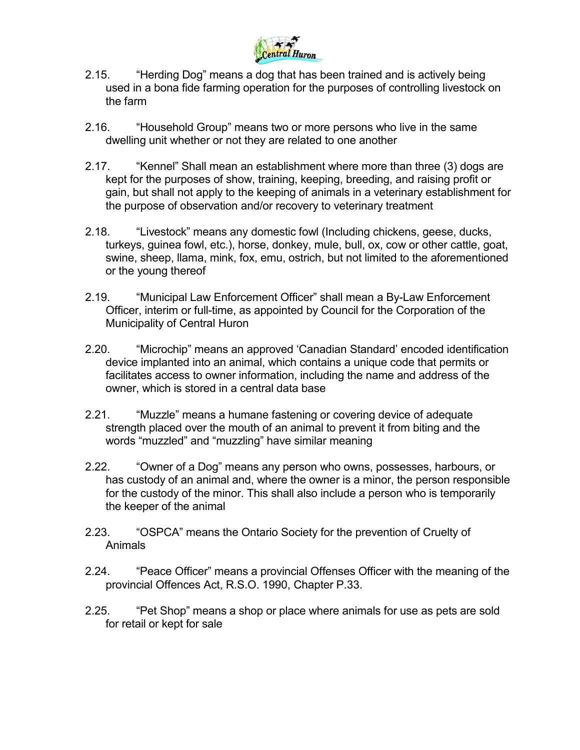2.15. “Herding Dog” means a dog that has been trained and is actively being used in a bona fide farming operation for the purposes of controlling livestock on the farm

2.16. “Household Group” means two or more persons who live in the same dwelling unit whether or not they are related to one another

2.17. “Kennel” Shall mean an establishment where more than three (3) dogs are kept for the purposes of show, training, keeping, breeding, and raising profit or gain, but shall not apply to the keeping of animals in a veterinary establishment for the purpose of observation and/or recovery to veterinary treatment

2.18. “Livestock” means any domestic fowl (Including chickens, geese, ducks, turkeys, guinea fowl, etc.), horse, donkey, mule, bull, ox, cow or other cattle, goat, swine, sheep, llama, mink, fox, emu, ostrich, but not limited to the aforementioned or the young thereof

2.19. “Municipal Law Enforcement Officer” shall mean a By-Law Enforcement Officer, interim or full-time, as appointed by Council for the Corporation of the Municipality of Central Huron

2.20. “Microchip” means an approved ‘Canadian Standard’ encoded identification device implanted into an animal, which contains a unique code that permits or facilitates access to owner information, including the name and address of the owner, which is stored in a central data base

2.21. “Muzzle” means a humane fastening or covering device of adequate strength placed over the mouth of an animal to prevent it from biting and the words “muzzled” and “muzzling” have similar meaning

2.22. “Owner of a Dog” means any person who owns, possesses, harbours, or has custody of an animal and, where the owner is a minor, the person responsible for the custody of the minor. This shall also include a person who is temporarily the keeper of the animal

2.23. “OSPCA” means the Ontario Society for the prevention of Cruelty of Animals

2.24. “Peace Officer” means a provincial Offenses Officer with the meaning of the provincial Offences Act, R.S.O. 1990, Chapter P.33.

2.25. “Pet Shop” means a shop or place where animals for use as pets are sold for retail or kept for sale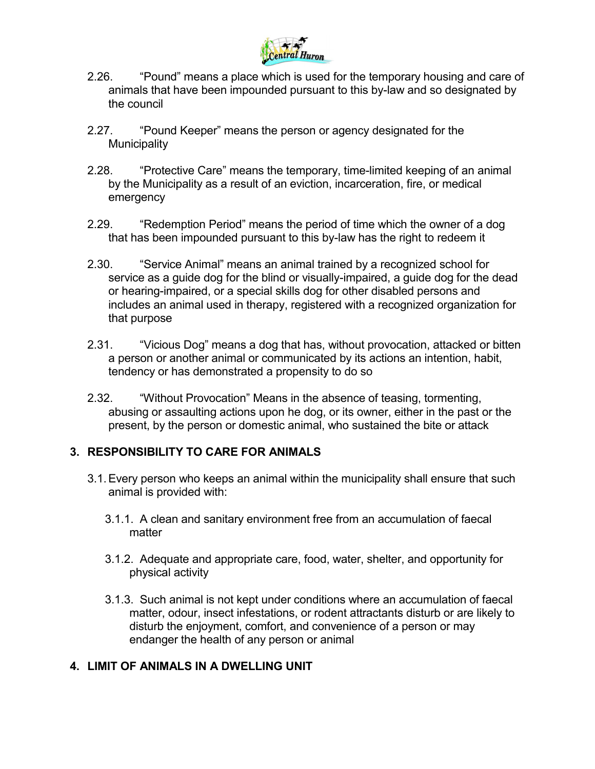2.26. "Pound" means a place which is used for the temporary housing and care of animals that have been impounded pursuant to this by-law and so designated by the council

2.27. "Pound Keeper" means the person or agency designated for the Municipality

2.28. "Protective Care" means the temporary, time-limited keeping of an animal by the Municipality as a result of an eviction, incarceration, fire, or medical emergency

2.29. "Redemption Period" means the period of time which the owner of a dog that has been impounded pursuant to this by-law has the right to redeem it

2.30. "Service Animal" means an animal trained by a recognized school for service as a guide dog for the blind or visually-impaired, a guide dog for the dead or hearing-impaired, or a special skills dog for other disabled persons and includes an animal used in therapy, registered with a recognized organization for that purpose

2.31. "Vicious Dog" means a dog that has, without provocation, attacked or bitten a person or another animal or communicated by its actions an intention, habit, tendency or has demonstrated a propensity to do so

2.32. "Without Provocation" Means in the absence of teasing, tormenting, abusing or assaulting actions upon he dog, or its owner, either in the past or the present, by the person or domestic animal, who sustained the bite or attack

## 3. RESPONSIBILITY TO CARE FOR ANIMALS

3.1. Every person who keeps an animal within the municipality shall ensure that such animal is provided with:

3.1.1. A clean and sanitary environment free from an accumulation of faecal matter

3.1.2. Adequate and appropriate care, food, water, shelter, and opportunity for physical activity

3.1.3. Such animal is not kept under conditions where an accumulation of faecal matter, odour, insect infestations, or rodent attractants disturb or are likely to disturb the enjoyment, comfort, and convenience of a person or may endanger the health of any person or animal

## 4. LIMIT OF ANIMALS IN A DWELLING UNIT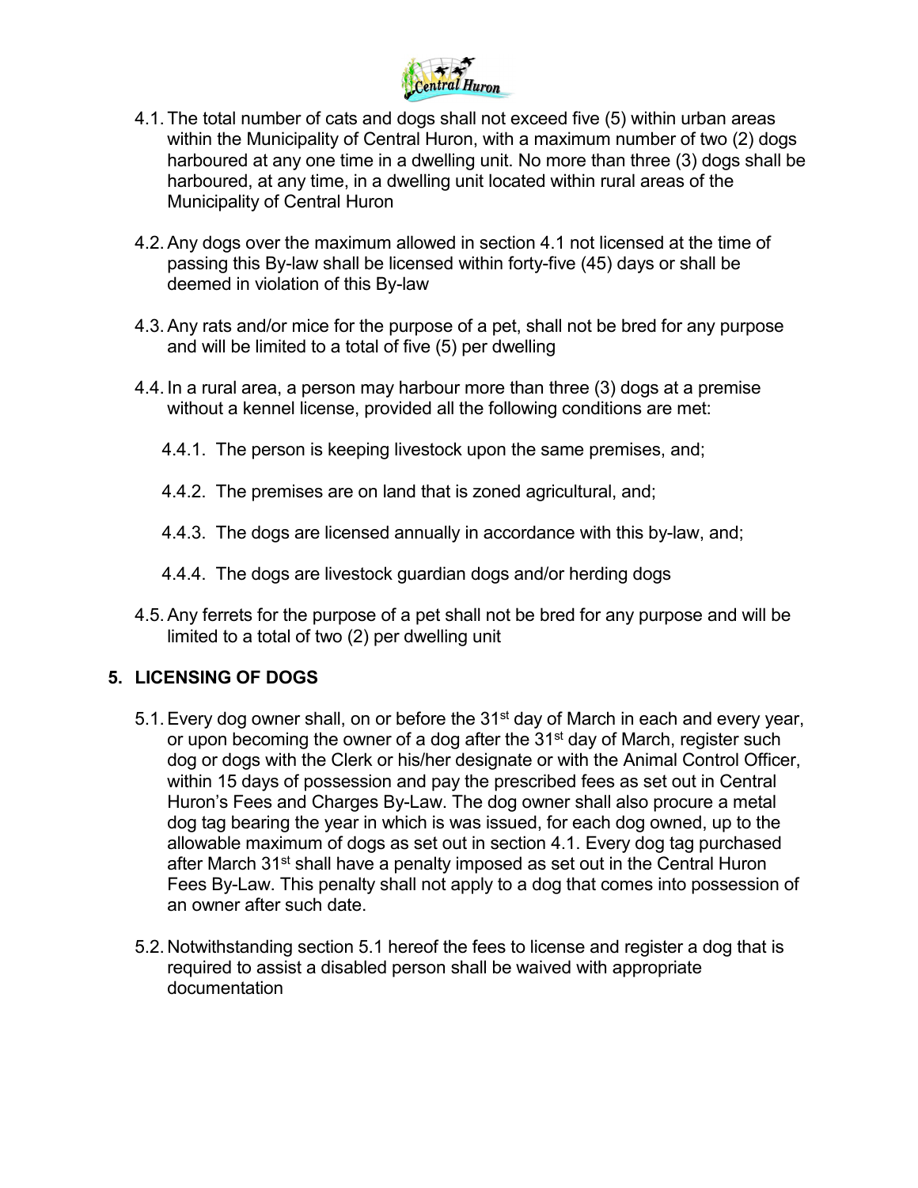4.1. The total number of cats and dogs shall not exceed five (5) within urban areas within the Municipality of Central Huron, with a maximum number of two (2) dogs harboured at any one time in a dwelling unit. No more than three (3) dogs shall be harboured, at any time, in a dwelling unit located within rural areas of the Municipality of Central Huron

4.2. Any dogs over the maximum allowed in section 4.1 not licensed at the time of passing this By-law shall be licensed within forty-five (45) days or shall be deemed in violation of this By-law

4.3. Any rats and/or mice for the purpose of a pet, shall not be bred for any purpose and will be limited to a total of five (5) per dwelling

4.4. In a rural area, a person may harbour more than three (3) dogs at a premise without a kennel license, provided all the following conditions are met:

4.4.1. The person is keeping livestock upon the same premises, and;

4.4.2. The premises are on land that is zoned agricultural, and;

4.4.3. The dogs are licensed annually in accordance with this by-law, and;

4.4.4. The dogs are livestock guardian dogs and/or herding dogs

4.5. Any ferrets for the purpose of a pet shall not be bred for any purpose and will be limited to a total of two (2) per dwelling unit

## 5. LICENSING OF DOGS

5.1. Every dog owner shall, on or before the 31st day of March in each and every year, or upon becoming the owner of a dog after the 31st day of March, register such dog or dogs with the Clerk or his/her designate or with the Animal Control Officer, within 15 days of possession and pay the prescribed fees as set out in Central Huron's Fees and Charges By-Law. The dog owner shall also procure a metal dog tag bearing the year in which is was issued, for each dog owned, up to the allowable maximum of dogs as set out in section 4.1. Every dog tag purchased after March 31st shall have a penalty imposed as set out in the Central Huron Fees By-Law. This penalty shall not apply to a dog that comes into possession of an owner after such date.

5.2. Notwithstanding section 5.1 hereof the fees to license and register a dog that is required to assist a disabled person shall be waived with appropriate documentation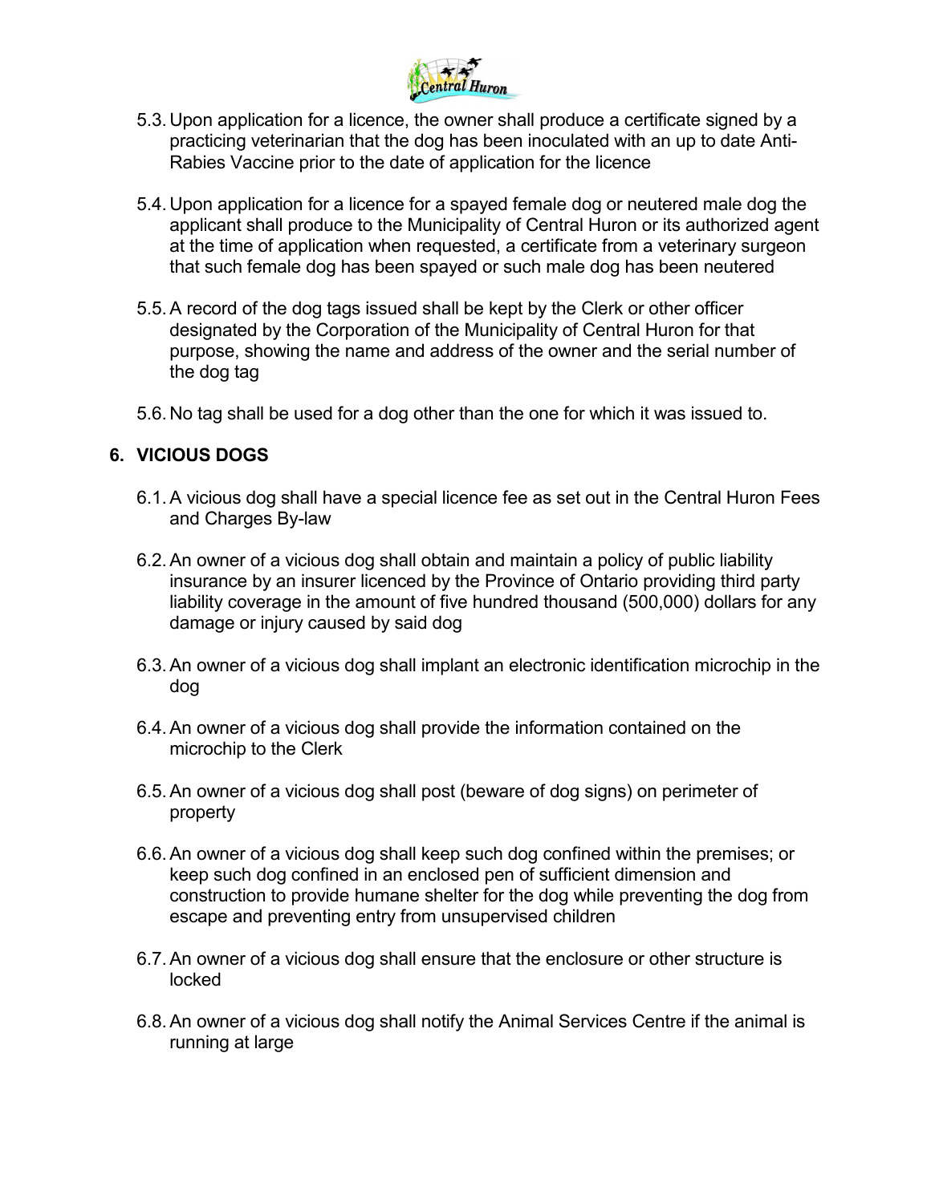5.3. Upon application for a licence, the owner shall produce a certificate signed by a practicing veterinarian that the dog has been inoculated with an up to date Anti-Rabies Vaccine prior to the date of application for the licence

5.4. Upon application for a licence for a spayed female dog or neutered male dog the applicant shall produce to the Municipality of Central Huron or its authorized agent at the time of application when requested, a certificate from a veterinary surgeon that such female dog has been spayed or such male dog has been neutered

5.5. A record of the dog tags issued shall be kept by the Clerk or other officer designated by the Corporation of the Municipality of Central Huron for that purpose, showing the name and address of the owner and the serial number of the dog tag

5.6. No tag shall be used for a dog other than the one for which it was issued to.

## 6. VICIOUS DOGS

6.1. A vicious dog shall have a special licence fee as set out in the Central Huron Fees and Charges By-law

6.2. An owner of a vicious dog shall obtain and maintain a policy of public liability insurance by an insurer licenced by the Province of Ontario providing third party liability coverage in the amount of five hundred thousand (500,000) dollars for any damage or injury caused by said dog

6.3. An owner of a vicious dog shall implant an electronic identification microchip in the dog

6.4. An owner of a vicious dog shall provide the information contained on the microchip to the Clerk

6.5. An owner of a vicious dog shall post (beware of dog signs) on perimeter of property

6.6. An owner of a vicious dog shall keep such dog confined within the premises; or keep such dog confined in an enclosed pen of sufficient dimension and construction to provide humane shelter for the dog while preventing the dog from escape and preventing entry from unsupervised children

6.7. An owner of a vicious dog shall ensure that the enclosure or other structure is locked

6.8. An owner of a vicious dog shall notify the Animal Services Centre if the animal is running at large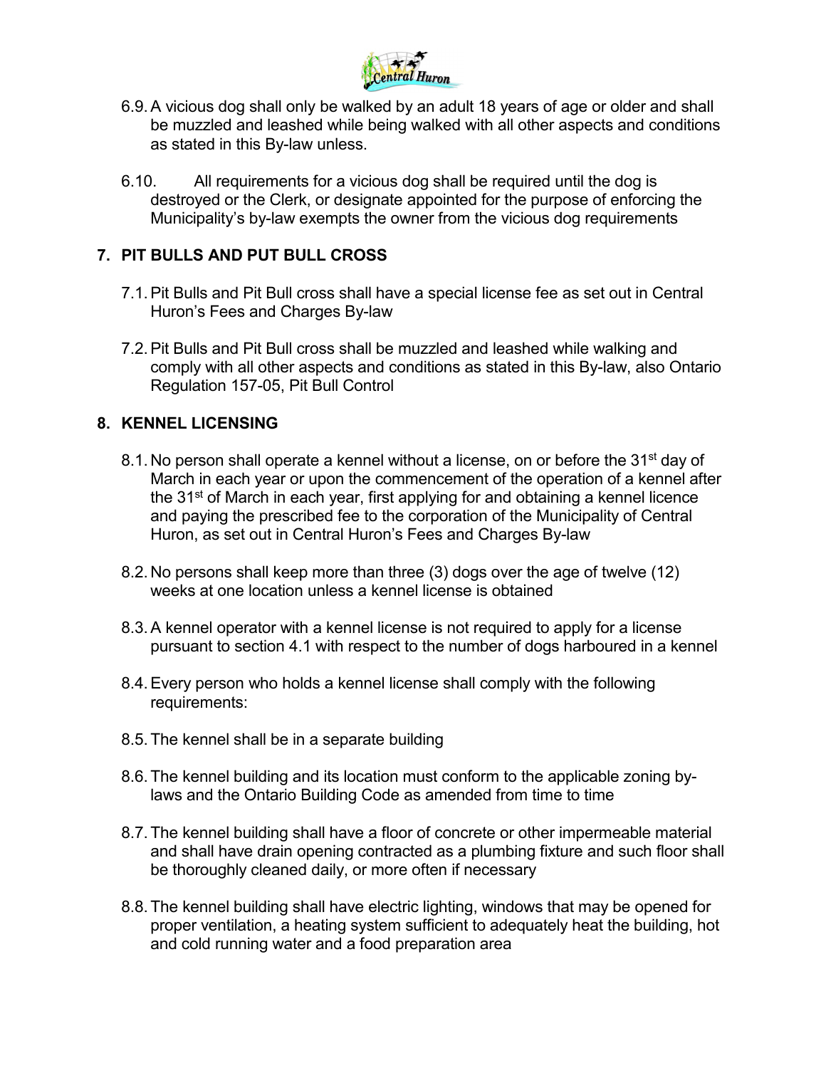6.9. A vicious dog shall only be walked by an adult 18 years of age or older and shall be muzzled and leashed while being walked with all other aspects and conditions as stated in this By-law unless.

6.10. All requirements for a vicious dog shall be required until the dog is destroyed or the Clerk, or designate appointed for the purpose of enforcing the Municipality's by-law exempts the owner from the vicious dog requirements

## 7. PIT BULLS AND PUT BULL CROSS

7.1. Pit Bulls and Pit Bull cross shall have a special license fee as set out in Central Huron's Fees and Charges By-law

7.2. Pit Bulls and Pit Bull cross shall be muzzled and leashed while walking and comply with all other aspects and conditions as stated in this By-law, also Ontario Regulation 157-05, Pit Bull Control

## 8. KENNEL LICENSING

8.1. No person shall operate a kennel without a license, on or before the 31st day of March in each year or upon the commencement of the operation of a kennel after the 31st of March in each year, first applying for and obtaining a kennel licence and paying the prescribed fee to the corporation of the Municipality of Central Huron, as set out in Central Huron's Fees and Charges By-law

8.2. No persons shall keep more than three (3) dogs over the age of twelve (12) weeks at one location unless a kennel license is obtained

8.3. A kennel operator with a kennel license is not required to apply for a license pursuant to section 4.1 with respect to the number of dogs harboured in a kennel

8.4. Every person who holds a kennel license shall comply with the following requirements:

8.5. The kennel shall be in a separate building

8.6. The kennel building and its location must conform to the applicable zoning by-laws and the Ontario Building Code as amended from time to time

8.7. The kennel building shall have a floor of concrete or other impermeable material and shall have drain opening contracted as a plumbing fixture and such floor shall be thoroughly cleaned daily, or more often if necessary

8.8. The kennel building shall have electric lighting, windows that may be opened for proper ventilation, a heating system sufficient to adequately heat the building, hot and cold running water and a food preparation area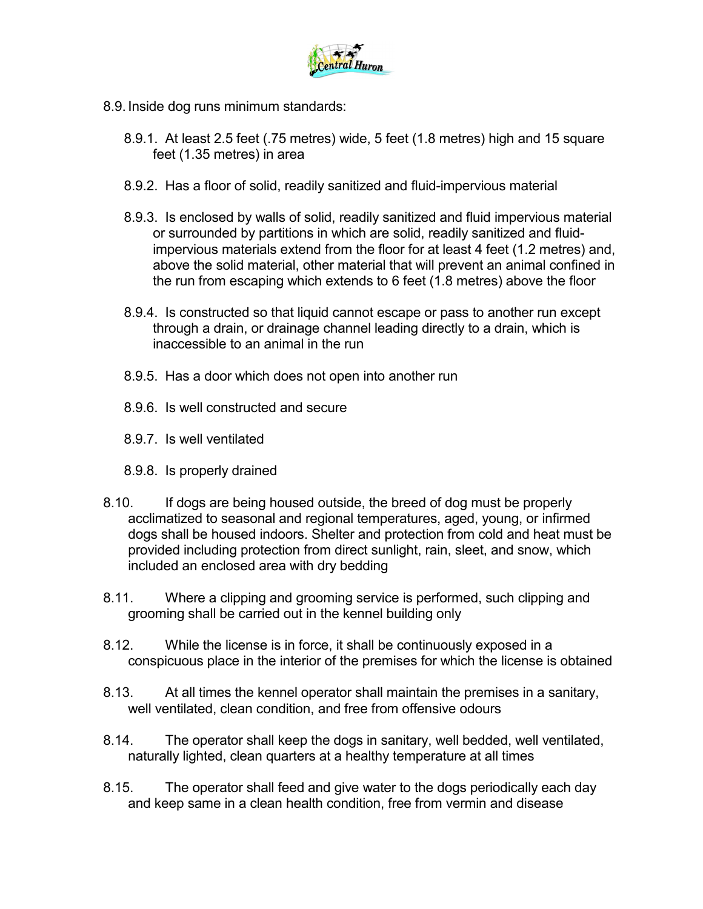8.9. Inside dog runs minimum standards:

8.9.1. At least 2.5 feet (.75 metres) wide, 5 feet (1.8 metres) high and 15 square feet (1.35 metres) in area

8.9.2. Has a floor of solid, readily sanitized and fluid-impervious material

8.9.3. Is enclosed by walls of solid, readily sanitized and fluid impervious material or surrounded by partitions in which are solid, readily sanitized and fluid-impervious materials extend from the floor for at least 4 feet (1.2 metres) and, above the solid material, other material that will prevent an animal confined in the run from escaping which extends to 6 feet (1.8 metres) above the floor

8.9.4. Is constructed so that liquid cannot escape or pass to another run except through a drain, or drainage channel leading directly to a drain, which is inaccessible to an animal in the run

8.9.5. Has a door which does not open into another run

8.9.6. Is well constructed and secure

8.9.7. Is well ventilated

8.9.8. Is properly drained

8.10. If dogs are being housed outside, the breed of dog must be properly acclimatized to seasonal and regional temperatures, aged, young, or infirmed dogs shall be housed indoors. Shelter and protection from cold and heat must be provided including protection from direct sunlight, rain, sleet, and snow, which included an enclosed area with dry bedding

8.11. Where a clipping and grooming service is performed, such clipping and grooming shall be carried out in the kennel building only

8.12. While the license is in force, it shall be continuously exposed in a conspicuous place in the interior of the premises for which the license is obtained

8.13. At all times the kennel operator shall maintain the premises in a sanitary, well ventilated, clean condition, and free from offensive odours

8.14. The operator shall keep the dogs in sanitary, well bedded, well ventilated, naturally lighted, clean quarters at a healthy temperature at all times

8.15. The operator shall feed and give water to the dogs periodically each day and keep same in a clean health condition, free from vermin and disease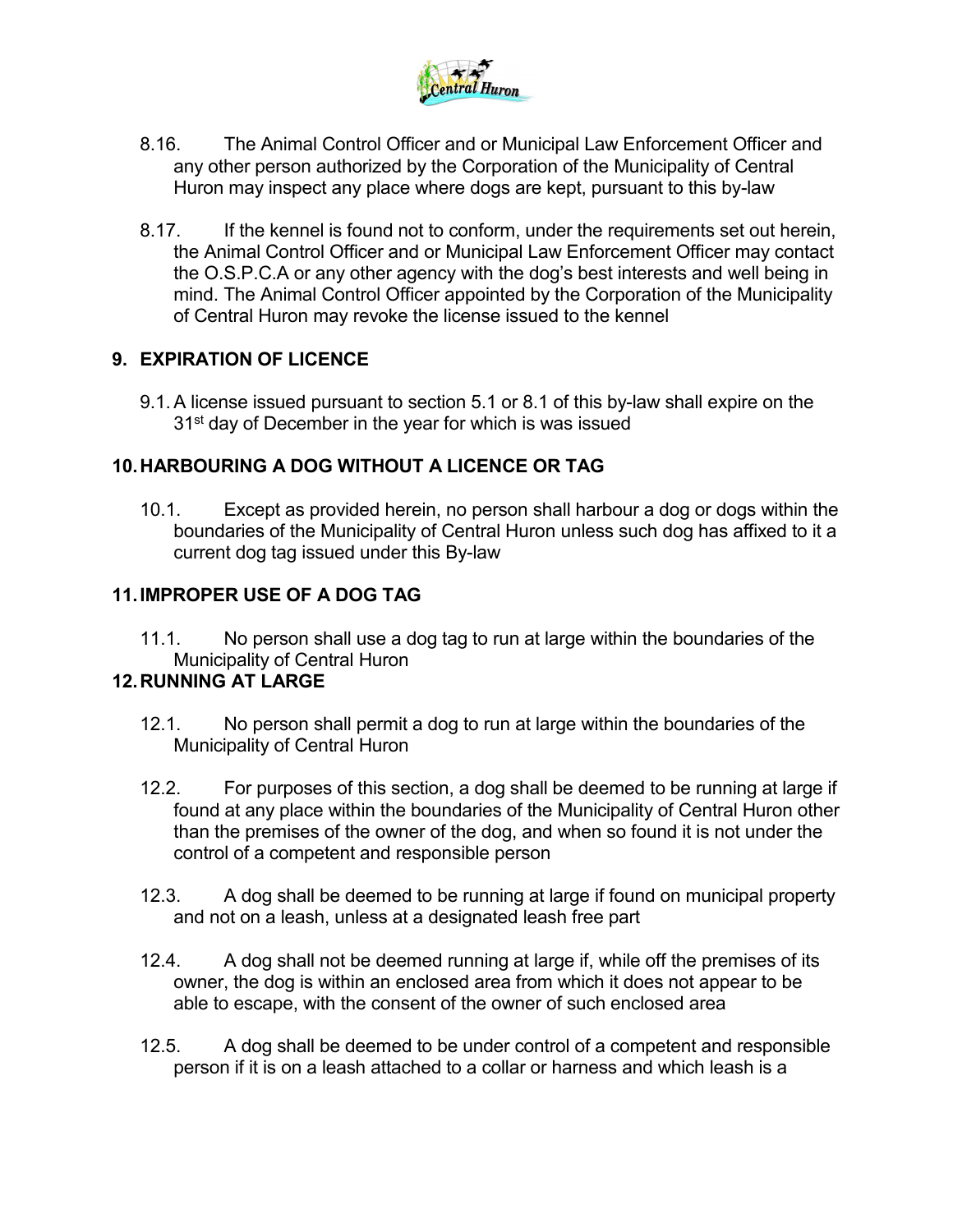8.16. The Animal Control Officer and or Municipal Law Enforcement Officer and any other person authorized by the Corporation of the Municipality of Central Huron may inspect any place where dogs are kept, pursuant to this by-law

8.17. If the kennel is found not to conform, under the requirements set out herein, the Animal Control Officer and or Municipal Law Enforcement Officer may contact the O.S.P.C.A or any other agency with the dog's best interests and well being in mind. The Animal Control Officer appointed by the Corporation of the Municipality of Central Huron may revoke the license issued to the kennel

## 9. EXPIRATION OF LICENCE

9.1. A license issued pursuant to section 5.1 or 8.1 of this by-law shall expire on the 31st day of December in the year for which is was issued

## 10. HARBOURING A DOG WITHOUT A LICENCE OR TAG

10.1. Except as provided herein, no person shall harbour a dog or dogs within the boundaries of the Municipality of Central Huron unless such dog has affixed to it a current dog tag issued under this By-law

## 11. IMPROPER USE OF A DOG TAG

11.1. No person shall use a dog tag to run at large within the boundaries of the Municipality of Central Huron

## 12. RUNNING AT LARGE

12.1. No person shall permit a dog to run at large within the boundaries of the Municipality of Central Huron

12.2. For purposes of this section, a dog shall be deemed to be running at large if found at any place within the boundaries of the Municipality of Central Huron other than the premises of the owner of the dog, and when so found it is not under the control of a competent and responsible person

12.3. A dog shall be deemed to be running at large if found on municipal property and not on a leash, unless at a designated leash free part

12.4. A dog shall not be deemed running at large if, while off the premises of its owner, the dog is within an enclosed area from which it does not appear to be able to escape, with the consent of the owner of such enclosed area

12.5. A dog shall be deemed to be under control of a competent and responsible person if it is on a leash attached to a collar or harness and which leash is a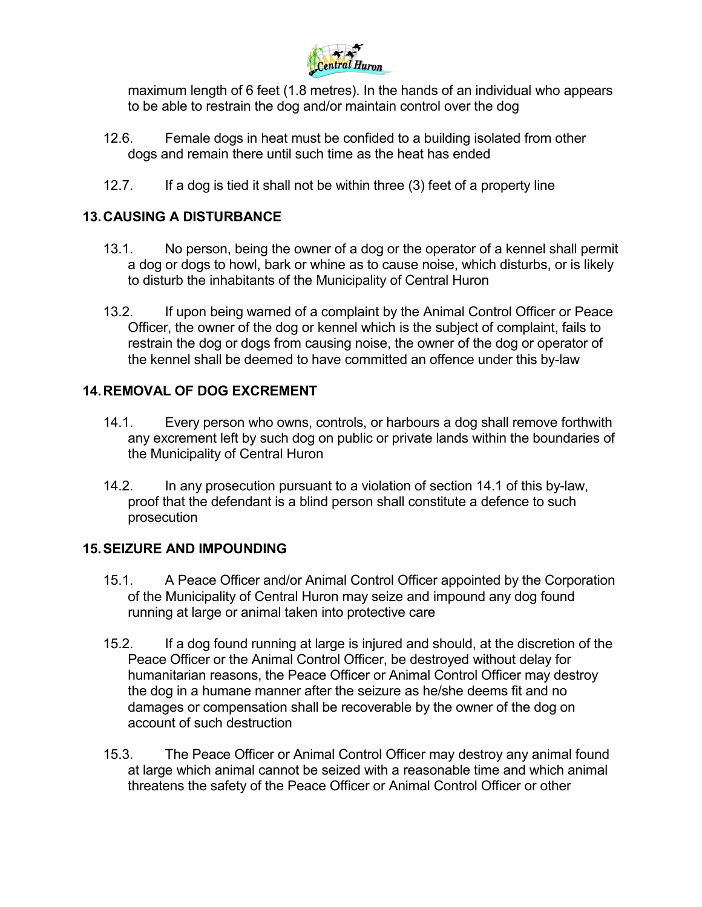maximum length of 6 feet (1.8 metres). In the hands of an individual who appears to be able to restrain the dog and/or maintain control over the dog

12.6. Female dogs in heat must be confided to a building isolated from other dogs and remain there until such time as the heat has ended

12.7. If a dog is tied it shall not be within three (3) feet of a property line

## 13. CAUSING A DISTURBANCE

13.1. No person, being the owner of a dog or the operator of a kennel shall permit a dog or dogs to howl, bark or whine as to cause noise, which disturbs, or is likely to disturb the inhabitants of the Municipality of Central Huron

13.2. If upon being warned of a complaint by the Animal Control Officer or Peace Officer, the owner of the dog or kennel which is the subject of complaint, fails to restrain the dog or dogs from causing noise, the owner of the dog or operator of the kennel shall be deemed to have committed an offence under this by-law

## 14. REMOVAL OF DOG EXCREMENT

14.1. Every person who owns, controls, or harbours a dog shall remove forthwith any excrement left by such dog on public or private lands within the boundaries of the Municipality of Central Huron

14.2. In any prosecution pursuant to a violation of section 14.1 of this by-law, proof that the defendant is a blind person shall constitute a defence to such prosecution

## 15. SEIZURE AND IMPOUNDING

15.1. A Peace Officer and/or Animal Control Officer appointed by the Corporation of the Municipality of Central Huron may seize and impound any dog found running at large or animal taken into protective care

15.2. If a dog found running at large is injured and should, at the discretion of the Peace Officer or the Animal Control Officer, be destroyed without delay for humanitarian reasons, the Peace Officer or Animal Control Officer may destroy the dog in a humane manner after the seizure as he/she deems fit and no damages or compensation shall be recoverable by the owner of the dog on account of such destruction

15.3. The Peace Officer or Animal Control Officer may destroy any animal found at large which animal cannot be seized with a reasonable time and which animal threatens the safety of the Peace Officer or Animal Control Officer or other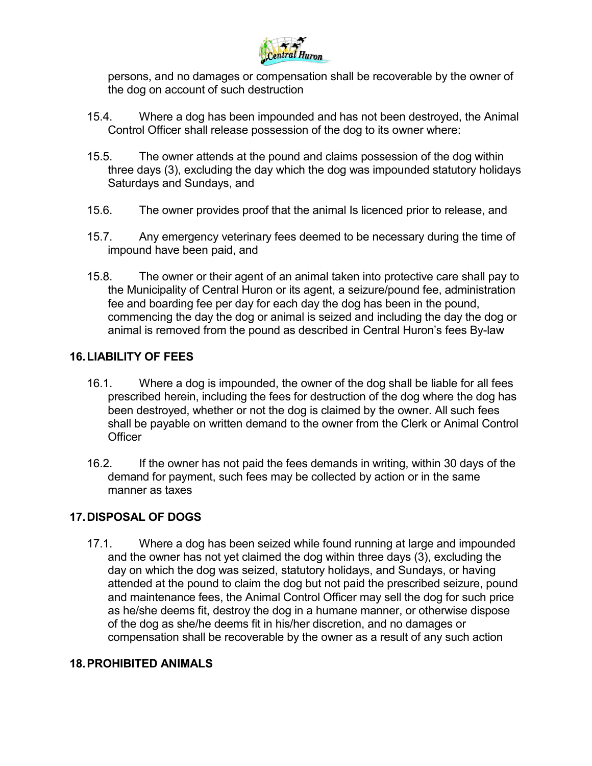persons, and no damages or compensation shall be recoverable by the owner of the dog on account of such destruction

15.4. Where a dog has been impounded and has not been destroyed, the Animal Control Officer shall release possession of the dog to its owner where:

15.5. The owner attends at the pound and claims possession of the dog within three days (3), excluding the day which the dog was impounded statutory holidays Saturdays and Sundays, and

15.6. The owner provides proof that the animal Is licenced prior to release, and

15.7. Any emergency veterinary fees deemed to be necessary during the time of impound have been paid, and

15.8. The owner or their agent of an animal taken into protective care shall pay to the Municipality of Central Huron or its agent, a seizure/pound fee, administration fee and boarding fee per day for each day the dog has been in the pound, commencing the day the dog or animal is seized and including the day the dog or animal is removed from the pound as described in Central Huron's fees By-law

## 16. LIABILITY OF FEES

16.1. Where a dog is impounded, the owner of the dog shall be liable for all fees prescribed herein, including the fees for destruction of the dog where the dog has been destroyed, whether or not the dog is claimed by the owner. All such fees shall be payable on written demand to the owner from the Clerk or Animal Control Officer

16.2. If the owner has not paid the fees demands in writing, within 30 days of the demand for payment, such fees may be collected by action or in the same manner as taxes

## 17. DISPOSAL OF DOGS

17.1. Where a dog has been seized while found running at large and impounded and the owner has not yet claimed the dog within three days (3), excluding the day on which the dog was seized, statutory holidays, and Sundays, or having attended at the pound to claim the dog but not paid the prescribed seizure, pound and maintenance fees, the Animal Control Officer may sell the dog for such price as he/she deems fit, destroy the dog in a humane manner, or otherwise dispose of the dog as she/he deems fit in his/her discretion, and no damages or compensation shall be recoverable by the owner as a result of any such action

## 18. PROHIBITED ANIMALS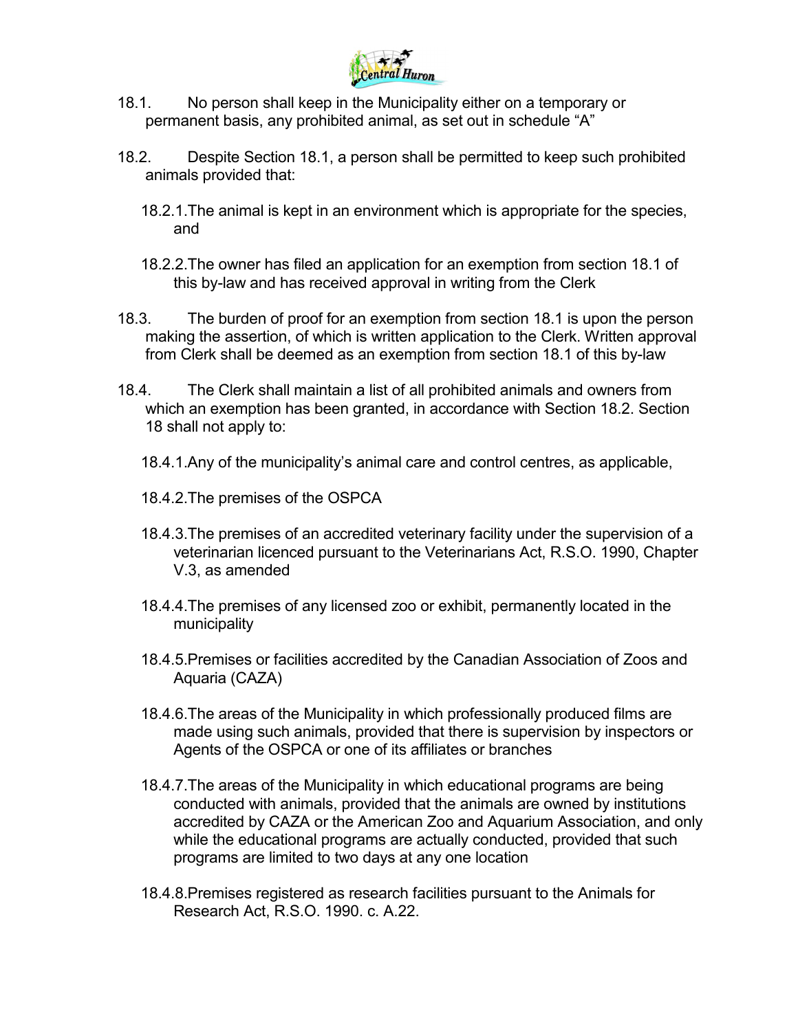18.1. No person shall keep in the Municipality either on a temporary or permanent basis, any prohibited animal, as set out in schedule "A"

18.2. Despite Section 18.1, a person shall be permitted to keep such prohibited animals provided that:

18.2.1. The animal is kept in an environment which is appropriate for the species, and

18.2.2. The owner has filed an application for an exemption from section 18.1 of this by-law and has received approval in writing from the Clerk

18.3. The burden of proof for an exemption from section 18.1 is upon the person making the assertion, of which is written application to the Clerk. Written approval from Clerk shall be deemed as an exemption from section 18.1 of this by-law

18.4. The Clerk shall maintain a list of all prohibited animals and owners from which an exemption has been granted, in accordance with Section 18.2. Section 18 shall not apply to:

18.4.1. Any of the municipality's animal care and control centres, as applicable,

18.4.2. The premises of the OSPCA

18.4.3. The premises of an accredited veterinary facility under the supervision of a veterinarian licenced pursuant to the Veterinarians Act, R.S.O. 1990, Chapter V.3, as amended

18.4.4. The premises of any licensed zoo or exhibit, permanently located in the municipality

18.4.5. Premises or facilities accredited by the Canadian Association of Zoos and Aquaria (CAZA)

18.4.6. The areas of the Municipality in which professionally produced films are made using such animals, provided that there is supervision by inspectors or Agents of the OSPCA or one of its affiliates or branches

18.4.7. The areas of the Municipality in which educational programs are being conducted with animals, provided that the animals are owned by institutions accredited by CAZA or the American Zoo and Aquarium Association, and only while the educational programs are actually conducted, provided that such programs are limited to two days at any one location

18.4.8. Premises registered as research facilities pursuant to the Animals for Research Act, R.S.O. 1990. c. A.22.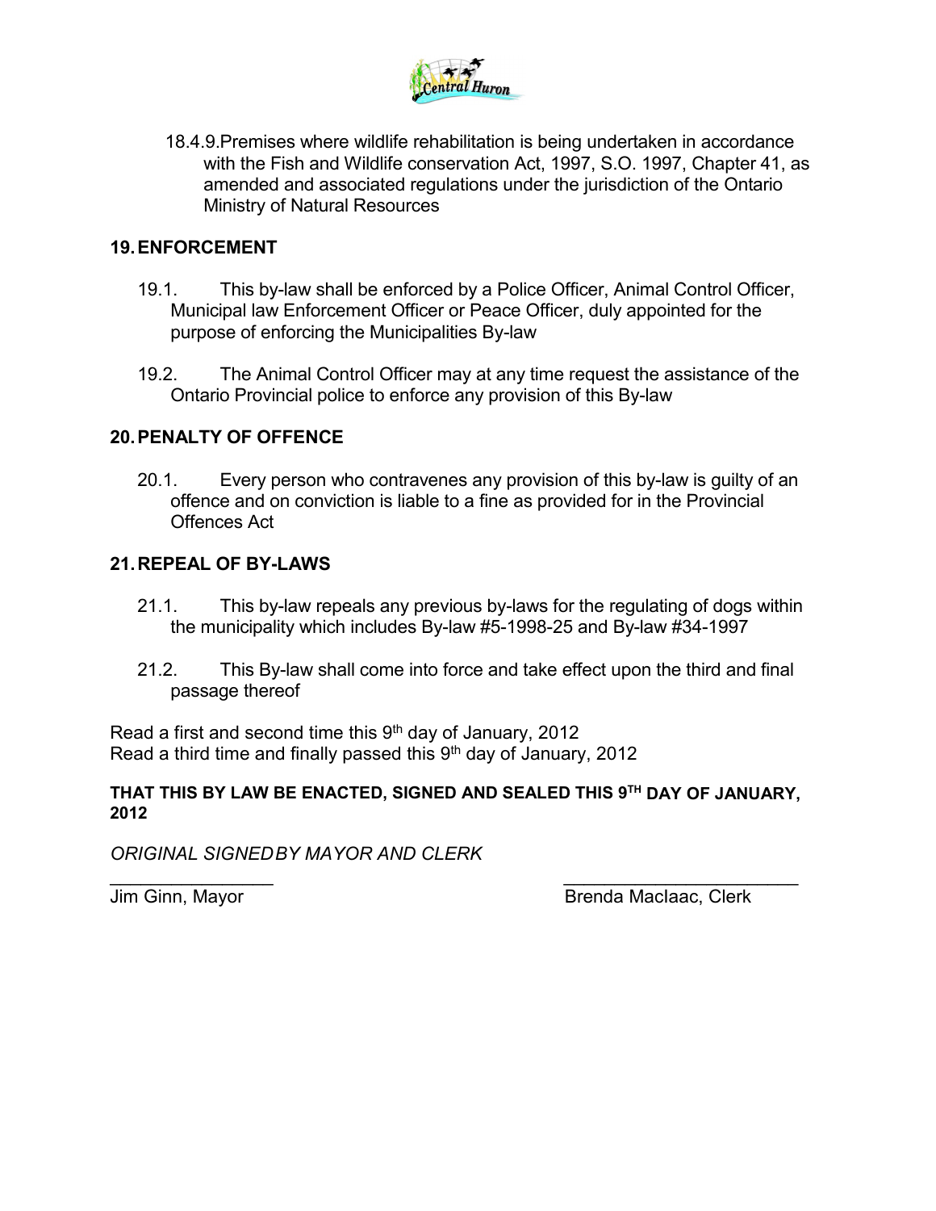18.4.9. Premises where wildlife rehabilitation is being undertaken in accordance with the Fish and Wildlife conservation Act, 1997, S.O. 1997, Chapter 41, as amended and associated regulations under the jurisdiction of the Ontario Ministry of Natural Resources

## 19. ENFORCEMENT

19.1. This by-law shall be enforced by a Police Officer, Animal Control Officer, Municipal law Enforcement Officer or Peace Officer, duly appointed for the purpose of enforcing the Municipalities By-law

19.2. The Animal Control Officer may at any time request the assistance of the Ontario Provincial police to enforce any provision of this By-law

## 20. PENALTY OF OFFENCE

20.1. Every person who contravenes any provision of this by-law is guilty of an offence and on conviction is liable to a fine as provided for in the Provincial Offences Act

## 21. REPEAL OF BY-LAWS

21.1. This by-law repeals any previous by-laws for the regulating of dogs within the municipality which includes By-law #5-1998-25 and By-law #34-1997

21.2. This By-law shall come into force and take effect upon the third and final passage thereof

Read a first and second time this 9th day of January, 2012
Read a third time and finally passed this 9th day of January, 2012

**THAT THIS BY LAW BE ENACTED, SIGNED AND SEALED THIS 9TH DAY OF JANUARY, 2012**

*ORIGINAL SIGNED BY MAYOR AND CLERK*

Jim Ginn, Mayor

Brenda MacIaac, Clerk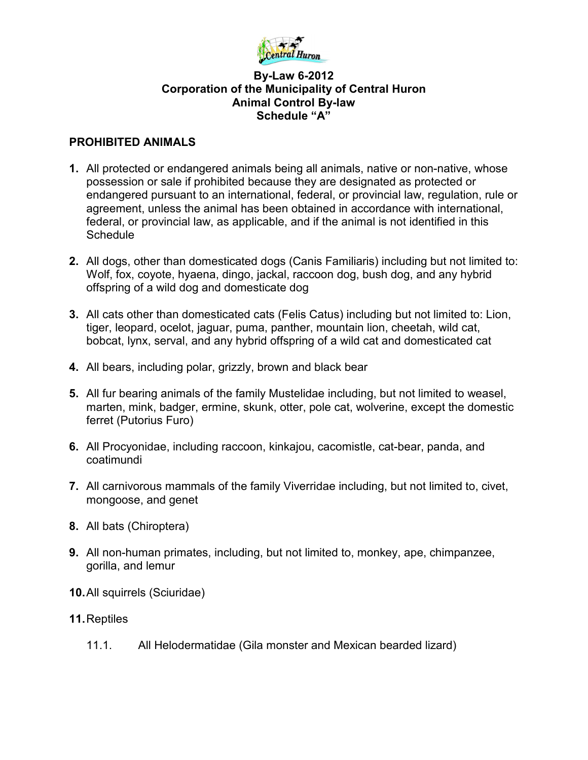**By-Law 6-2012**
**Corporation of the Municipality of Central Huron**
**Animal Control By-law**
**Schedule "A"**

## PROHIBITED ANIMALS

**1.** All protected or endangered animals being all animals, native or non-native, whose possession or sale if prohibited because they are designated as protected or endangered pursuant to an international, federal, or provincial law, regulation, rule or agreement, unless the animal has been obtained in accordance with international, federal, or provincial law, as applicable, and if the animal is not identified in this Schedule

**2.** All dogs, other than domesticated dogs (Canis Familiaris) including but not limited to: Wolf, fox, coyote, hyaena, dingo, jackal, raccoon dog, bush dog, and any hybrid offspring of a wild dog and domesticate dog

**3.** All cats other than domesticated cats (Felis Catus) including but not limited to: Lion, tiger, leopard, ocelot, jaguar, puma, panther, mountain lion, cheetah, wild cat, bobcat, lynx, serval, and any hybrid offspring of a wild cat and domesticated cat

**4.** All bears, including polar, grizzly, brown and black bear

**5.** All fur bearing animals of the family Mustelidae including, but not limited to weasel, marten, mink, badger, ermine, skunk, otter, pole cat, wolverine, except the domestic ferret (Putorius Furo)

**6.** All Procyonidae, including raccoon, kinkajou, cacomistle, cat-bear, panda, and coatimundi

**7.** All carnivorous mammals of the family Viverridae including, but not limited to, civet, mongoose, and genet

**8.** All bats (Chiroptera)

**9.** All non-human primates, including, but not limited to, monkey, ape, chimpanzee, gorilla, and lemur

**10.** All squirrels (Sciuridae)

**11.** Reptiles

11.1. All Helodermatidae (Gila monster and Mexican bearded lizard)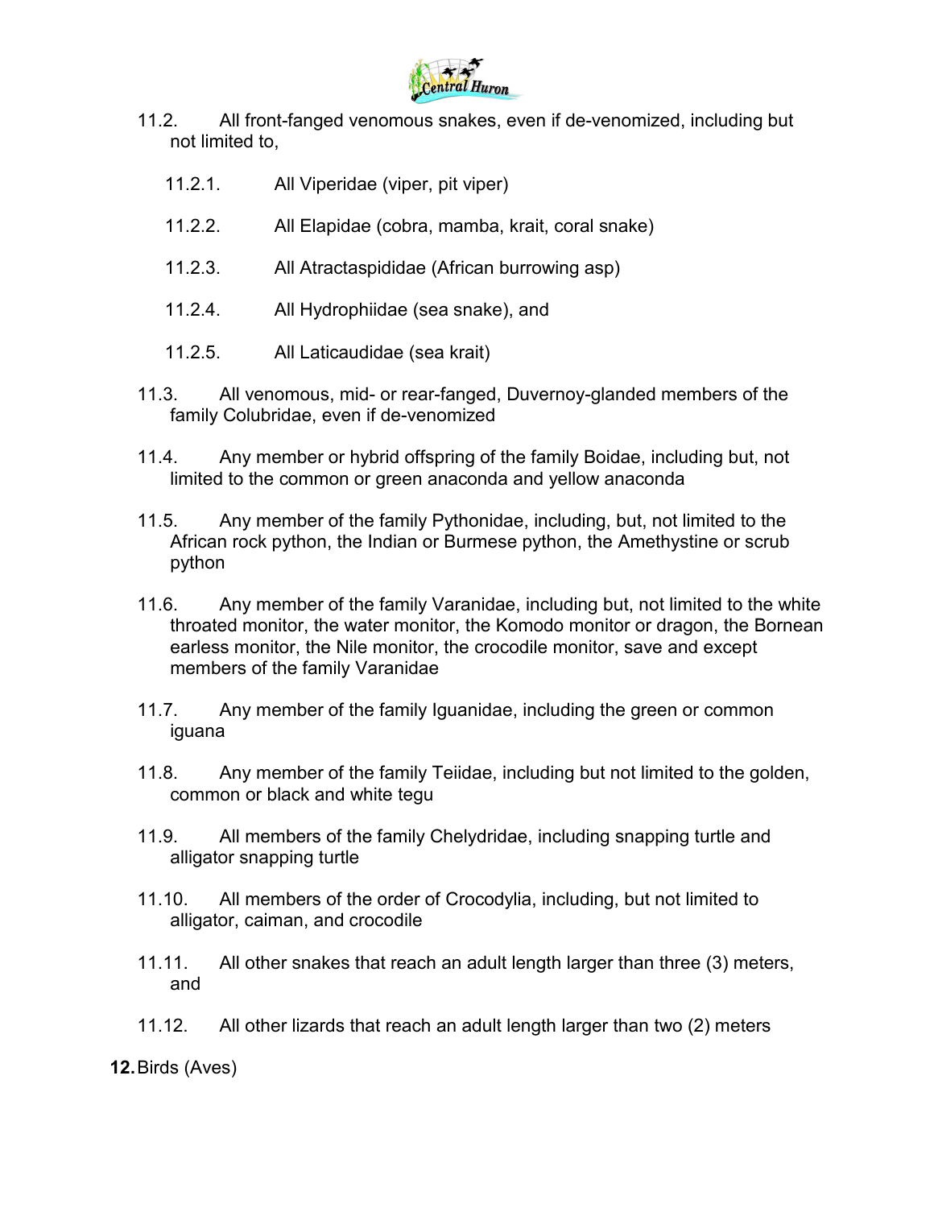11.2. All front-fanged venomous snakes, even if de-venomized, including but not limited to,

- 11.2.1. All Viperidae (viper, pit viper)
- 11.2.2. All Elapidae (cobra, mamba, krait, coral snake)
- 11.2.3. All Atractaspididae (African burrowing asp)
- 11.2.4. All Hydrophiidae (sea snake), and
- 11.2.5. All Laticaudidae (sea krait)

11.3. All venomous, mid- or rear-fanged, Duvernoy-glanded members of the family Colubridae, even if de-venomized

11.4. Any member or hybrid offspring of the family Boidae, including but, not limited to the common or green anaconda and yellow anaconda

11.5. Any member of the family Pythonidae, including, but, not limited to the African rock python, the Indian or Burmese python, the Amethystine or scrub python

11.6. Any member of the family Varanidae, including but, not limited to the white throated monitor, the water monitor, the Komodo monitor or dragon, the Bornean earless monitor, the Nile monitor, the crocodile monitor, save and except members of the family Varanidae

11.7. Any member of the family Iguanidae, including the green or common iguana

11.8. Any member of the family Teiidae, including but not limited to the golden, common or black and white tegu

11.9. All members of the family Chelydridae, including snapping turtle and alligator snapping turtle

11.10. All members of the order of Crocodylia, including, but not limited to alligator, caiman, and crocodile

11.11. All other snakes that reach an adult length larger than three (3) meters, and

11.12. All other lizards that reach an adult length larger than two (2) meters

**12.** Birds (Aves)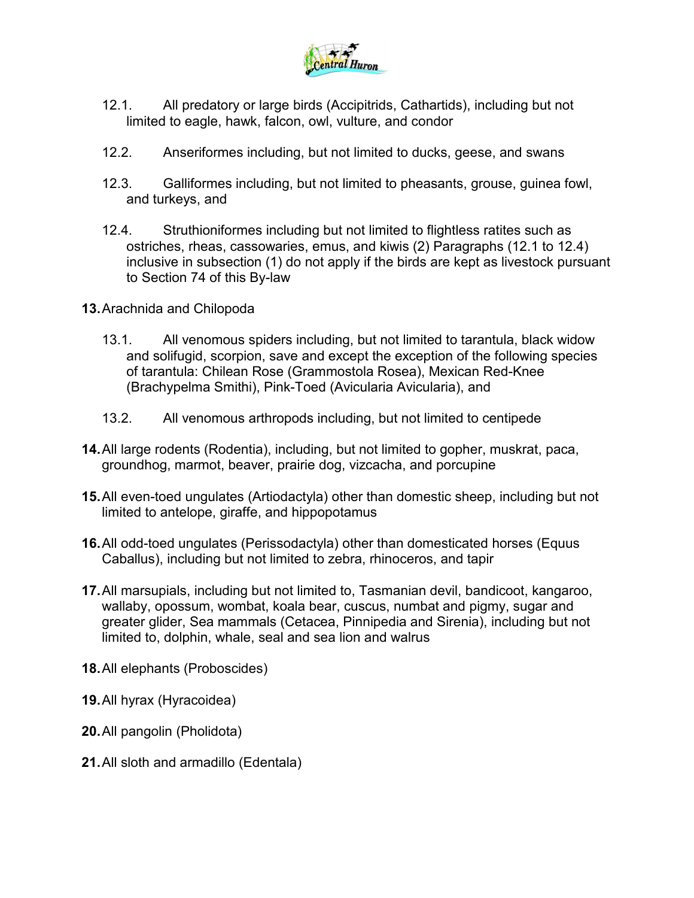12.1. All predatory or large birds (Accipitrids, Cathartids), including but not limited to eagle, hawk, falcon, owl, vulture, and condor

12.2. Anseriformes including, but not limited to ducks, geese, and swans

12.3. Galliformes including, but not limited to pheasants, grouse, guinea fowl, and turkeys, and

12.4. Struthioniformes including but not limited to flightless ratites such as ostriches, rheas, cassowaries, emus, and kiwis (2) Paragraphs (12.1 to 12.4) inclusive in subsection (1) do not apply if the birds are kept as livestock pursuant to Section 74 of this By-law

**13.** Arachnida and Chilopoda

13.1. All venomous spiders including, but not limited to tarantula, black widow and solifugid, scorpion, save and except the exception of the following species of tarantula: Chilean Rose (Grammostola Rosea), Mexican Red-Knee (Brachypelma Smithi), Pink-Toed (Avicularia Avicularia), and

13.2. All venomous arthropods including, but not limited to centipede

**14.** All large rodents (Rodentia), including, but not limited to gopher, muskrat, paca, groundhog, marmot, beaver, prairie dog, vizcacha, and porcupine

**15.** All even-toed ungulates (Artiodactyla) other than domestic sheep, including but not limited to antelope, giraffe, and hippopotamus

**16.** All odd-toed ungulates (Perissodactyla) other than domesticated horses (Equus Caballus), including but not limited to zebra, rhinoceros, and tapir

**17.** All marsupials, including but not limited to, Tasmanian devil, bandicoot, kangaroo, wallaby, opossum, wombat, koala bear, cuscus, numbat and pigmy, sugar and greater glider, Sea mammals (Cetacea, Pinnipedia and Sirenia), including but not limited to, dolphin, whale, seal and sea lion and walrus

**18.** All elephants (Proboscides)

**19.** All hyrax (Hyracoidea)

**20.** All pangolin (Pholidota)

**21.** All sloth and armadillo (Edentala)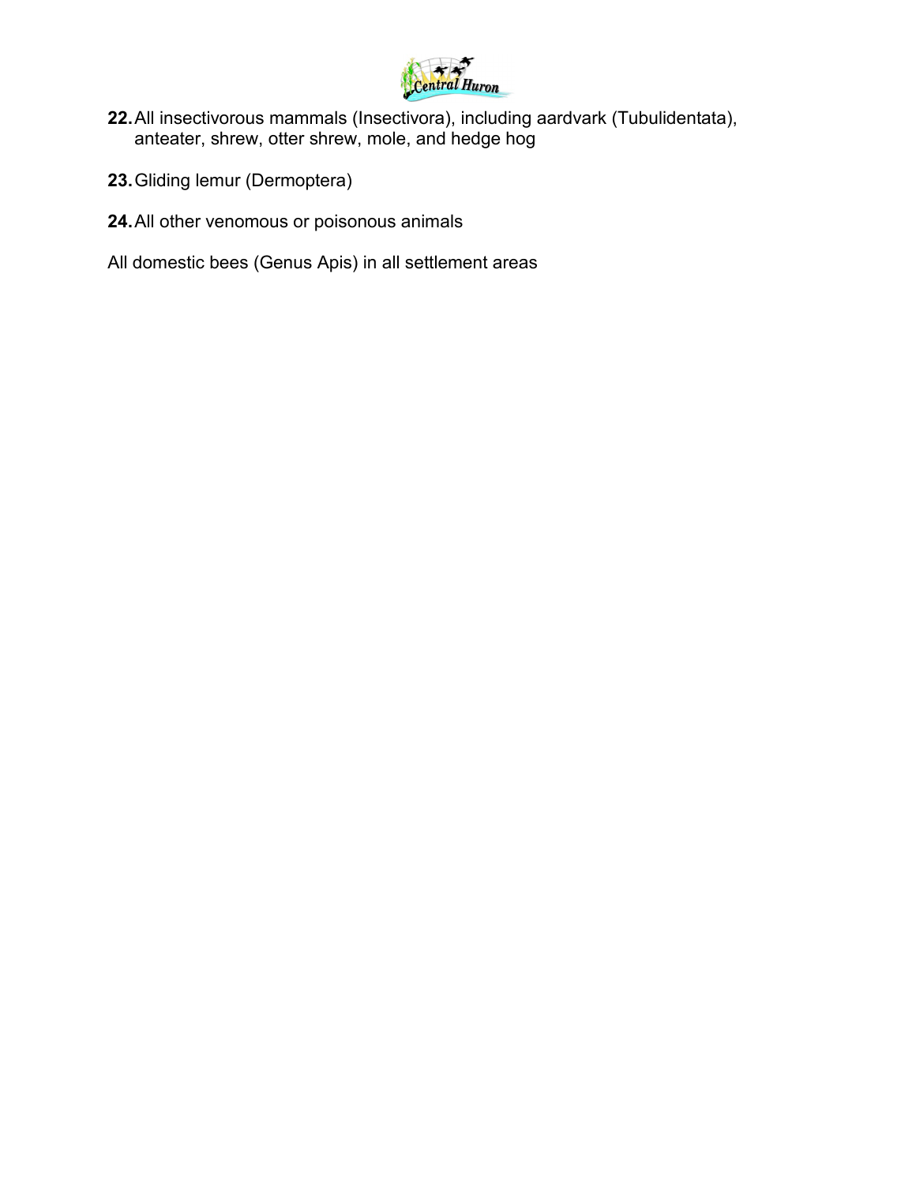**22.** All insectivorous mammals (Insectivora), including aardvark (Tubulidentata), anteater, shrew, otter shrew, mole, and hedge hog

**23.** Gliding lemur (Dermoptera)

**24.** All other venomous or poisonous animals

All domestic bees (Genus Apis) in all settlement areas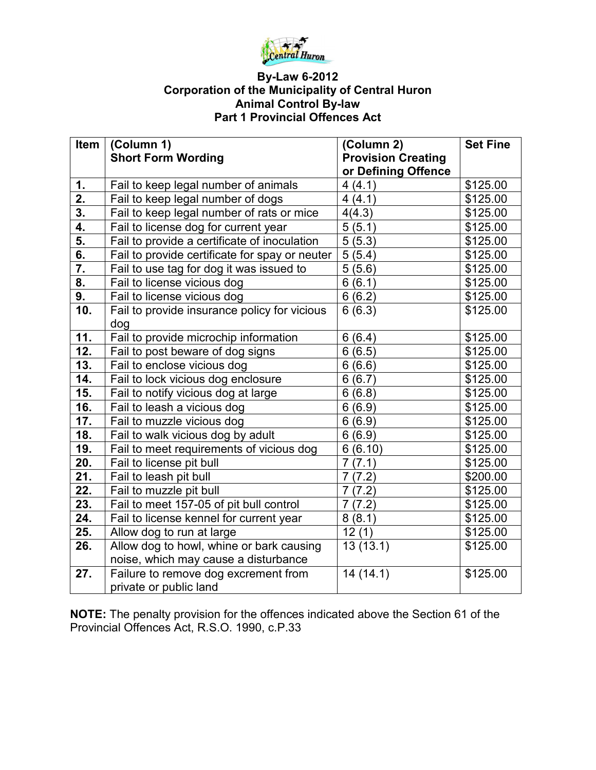**By-Law 6-2012**
**Corporation of the Municipality of Central Huron**
**Animal Control By-law**
**Part 1 Provincial Offences Act**

| Item | (Column 1) Short Form Wording | (Column 2) Provision Creating or Defining Offence | Set Fine |
|---|---|---|---|
| **1.** | Fail to keep legal number of animals | 4 (4.1) | $125.00 |
| **2.** | Fail to keep legal number of dogs | 4 (4.1) | $125.00 |
| **3.** | Fail to keep legal number of rats or mice | 4(4.3) | $125.00 |
| **4.** | Fail to license dog for current year | 5 (5.1) | $125.00 |
| **5.** | Fail to provide a certificate of inoculation | 5 (5.3) | $125.00 |
| **6.** | Fail to provide certificate for spay or neuter | 5 (5.4) | $125.00 |
| **7.** | Fail to use tag for dog it was issued to | 5 (5.6) | $125.00 |
| **8.** | Fail to license vicious dog | 6 (6.1) | $125.00 |
| **9.** | Fail to license vicious dog | 6 (6.2) | $125.00 |
| **10.** | Fail to provide insurance policy for vicious dog | 6 (6.3) | $125.00 |
| **11.** | Fail to provide microchip information | 6 (6.4) | $125.00 |
| **12.** | Fail to post beware of dog signs | 6 (6.5) | $125.00 |
| **13.** | Fail to enclose vicious dog | 6 (6.6) | $125.00 |
| **14.** | Fail to lock vicious dog enclosure | 6 (6.7) | $125.00 |
| **15.** | Fail to notify vicious dog at large | 6 (6.8) | $125.00 |
| **16.** | Fail to leash a vicious dog | 6 (6.9) | $125.00 |
| **17.** | Fail to muzzle vicious dog | 6 (6.9) | $125.00 |
| **18.** | Fail to walk vicious dog by adult | 6 (6.9) | $125.00 |
| **19.** | Fail to meet requirements of vicious dog | 6 (6.10) | $125.00 |
| **20.** | Fail to license pit bull | 7 (7.1) | $125.00 |
| **21.** | Fail to leash pit bull | 7 (7.2) | $200.00 |
| **22.** | Fail to muzzle pit bull | 7 (7.2) | $125.00 |
| **23.** | Fail to meet 157-05 of pit bull control | 7 (7.2) | $125.00 |
| **24.** | Fail to license kennel for current year | 8 (8.1) | $125.00 |
| **25.** | Allow dog to run at large | 12 (1) | $125.00 |
| **26.** | Allow dog to howl, whine or bark causing noise, which may cause a disturbance | 13 (13.1) | $125.00 |
| **27.** | Failure to remove dog excrement from private or public land | 14 (14.1) | $125.00 |

**NOTE:** The penalty provision for the offences indicated above the Section 61 of the Provincial Offences Act, R.S.O. 1990, c.P.33